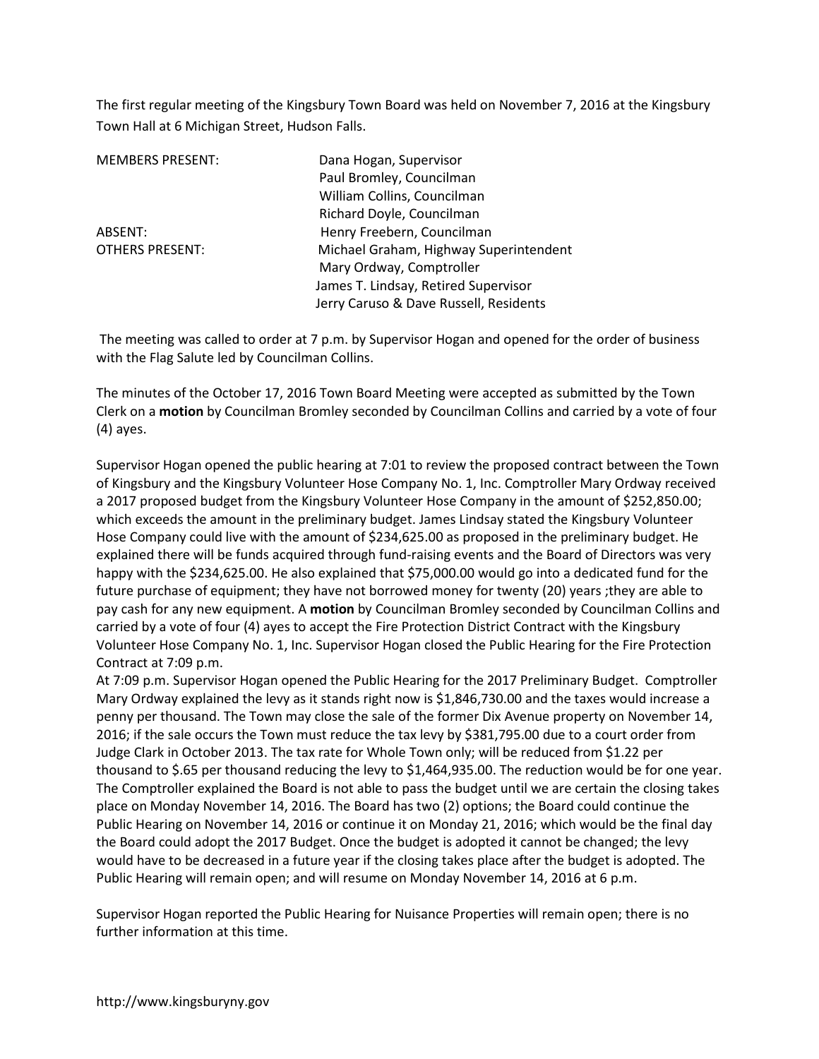The first regular meeting of the Kingsbury Town Board was held on November 7, 2016 at the Kingsbury Town Hall at 6 Michigan Street, Hudson Falls.

| | |
|---|---|
| MEMBERS PRESENT: | Dana Hogan, Supervisor |
| | Paul Bromley, Councilman |
| | William Collins, Councilman |
| | Richard Doyle, Councilman |
| ABSENT: | Henry Freebern, Councilman |
| OTHERS PRESENT: | Michael Graham, Highway Superintendent |
| | Mary Ordway, Comptroller |
| | James T. Lindsay, Retired Supervisor |
| | Jerry Caruso & Dave Russell, Residents |

The meeting was called to order at 7 p.m. by Supervisor Hogan and opened for the order of business with the Flag Salute led by Councilman Collins.

The minutes of the October 17, 2016 Town Board Meeting were accepted as submitted by the Town Clerk on a **motion** by Councilman Bromley seconded by Councilman Collins and carried by a vote of four (4) ayes.

Supervisor Hogan opened the public hearing at 7:01 to review the proposed contract between the Town of Kingsbury and the Kingsbury Volunteer Hose Company No. 1, Inc. Comptroller Mary Ordway received a 2017 proposed budget from the Kingsbury Volunteer Hose Company in the amount of $252,850.00; which exceeds the amount in the preliminary budget. James Lindsay stated the Kingsbury Volunteer Hose Company could live with the amount of $234,625.00 as proposed in the preliminary budget. He explained there will be funds acquired through fund-raising events and the Board of Directors was very happy with the $234,625.00. He also explained that $75,000.00 would go into a dedicated fund for the future purchase of equipment; they have not borrowed money for twenty (20) years ;they are able to pay cash for any new equipment. A **motion** by Councilman Bromley seconded by Councilman Collins and carried by a vote of four (4) ayes to accept the Fire Protection District Contract with the Kingsbury Volunteer Hose Company No. 1, Inc. Supervisor Hogan closed the Public Hearing for the Fire Protection Contract at 7:09 p.m.

At 7:09 p.m. Supervisor Hogan opened the Public Hearing for the 2017 Preliminary Budget. Comptroller Mary Ordway explained the levy as it stands right now is $1,846,730.00 and the taxes would increase a penny per thousand. The Town may close the sale of the former Dix Avenue property on November 14, 2016; if the sale occurs the Town must reduce the tax levy by $381,795.00 due to a court order from Judge Clark in October 2013. The tax rate for Whole Town only; will be reduced from $1.22 per thousand to $.65 per thousand reducing the levy to $1,464,935.00. The reduction would be for one year. The Comptroller explained the Board is not able to pass the budget until we are certain the closing takes place on Monday November 14, 2016. The Board has two (2) options; the Board could continue the Public Hearing on November 14, 2016 or continue it on Monday 21, 2016; which would be the final day the Board could adopt the 2017 Budget. Once the budget is adopted it cannot be changed; the levy would have to be decreased in a future year if the closing takes place after the budget is adopted. The Public Hearing will remain open; and will resume on Monday November 14, 2016 at 6 p.m.

Supervisor Hogan reported the Public Hearing for Nuisance Properties will remain open; there is no further information at this time.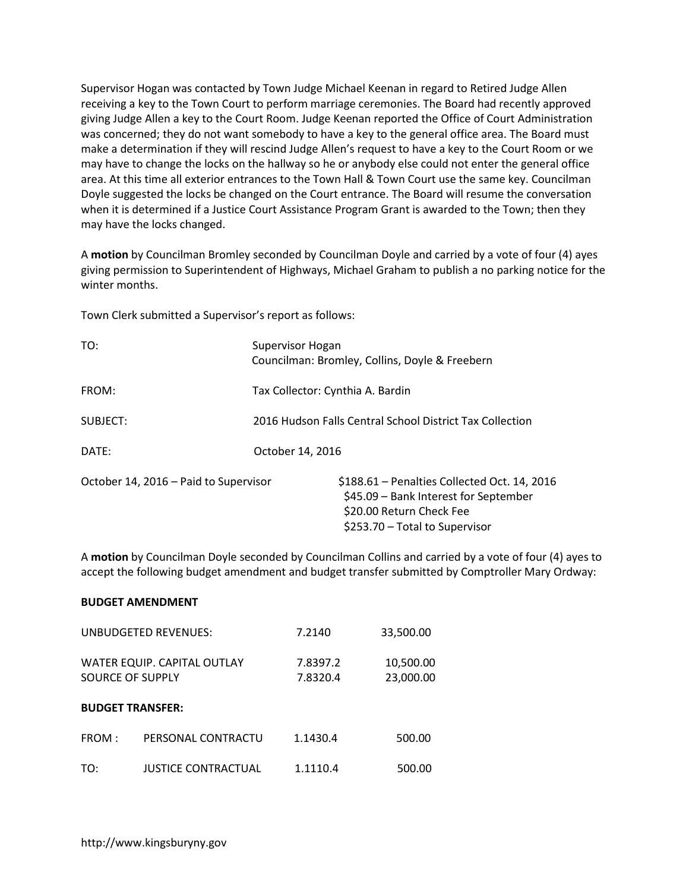Supervisor Hogan was contacted by Town Judge Michael Keenan in regard to Retired Judge Allen receiving a key to the Town Court to perform marriage ceremonies. The Board had recently approved giving Judge Allen a key to the Court Room. Judge Keenan reported the Office of Court Administration was concerned; they do not want somebody to have a key to the general office area. The Board must make a determination if they will rescind Judge Allen's request to have a key to the Court Room or we may have to change the locks on the hallway so he or anybody else could not enter the general office area. At this time all exterior entrances to the Town Hall & Town Court use the same key. Councilman Doyle suggested the locks be changed on the Court entrance. The Board will resume the conversation when it is determined if a Justice Court Assistance Program Grant is awarded to the Town; then they may have the locks changed.

A **motion** by Councilman Bromley seconded by Councilman Doyle and carried by a vote of four (4) ayes giving permission to Superintendent of Highways, Michael Graham to publish a no parking notice for the winter months.

Town Clerk submitted a Supervisor's report as follows:

| | |
|---|---|
| TO: | Supervisor Hogan<br>Councilman: Bromley, Collins, Doyle & Freebern |
| FROM: | Tax Collector: Cynthia A. Bardin |
| SUBJECT: | 2016 Hudson Falls Central School District Tax Collection |
| DATE: | October 14, 2016 |

October 14, 2016 – Paid to Supervisor

$188.61 – Penalties Collected Oct. 14, 2016
$45.09 – Bank Interest for September
$20.00 Return Check Fee
$253.70 – Total to Supervisor

A **motion** by Councilman Doyle seconded by Councilman Collins and carried by a vote of four (4) ayes to accept the following budget amendment and budget transfer submitted by Comptroller Mary Ordway:

**BUDGET AMENDMENT**

| | | |
|---|---|---|
| UNBUDGETED REVENUES: | 7.2140 | 33,500.00 |
| WATER EQUIP. CAPITAL OUTLAY | 7.8397.2 | 10,500.00 |
| SOURCE OF SUPPLY | 7.8320.4 | 23,000.00 |

**BUDGET TRANSFER:**

| | | | |
|---|---|---|---|
| FROM : | PERSONAL CONTRACTU | 1.1430.4 | 500.00 |
| TO: | JUSTICE CONTRACTUAL | 1.1110.4 | 500.00 |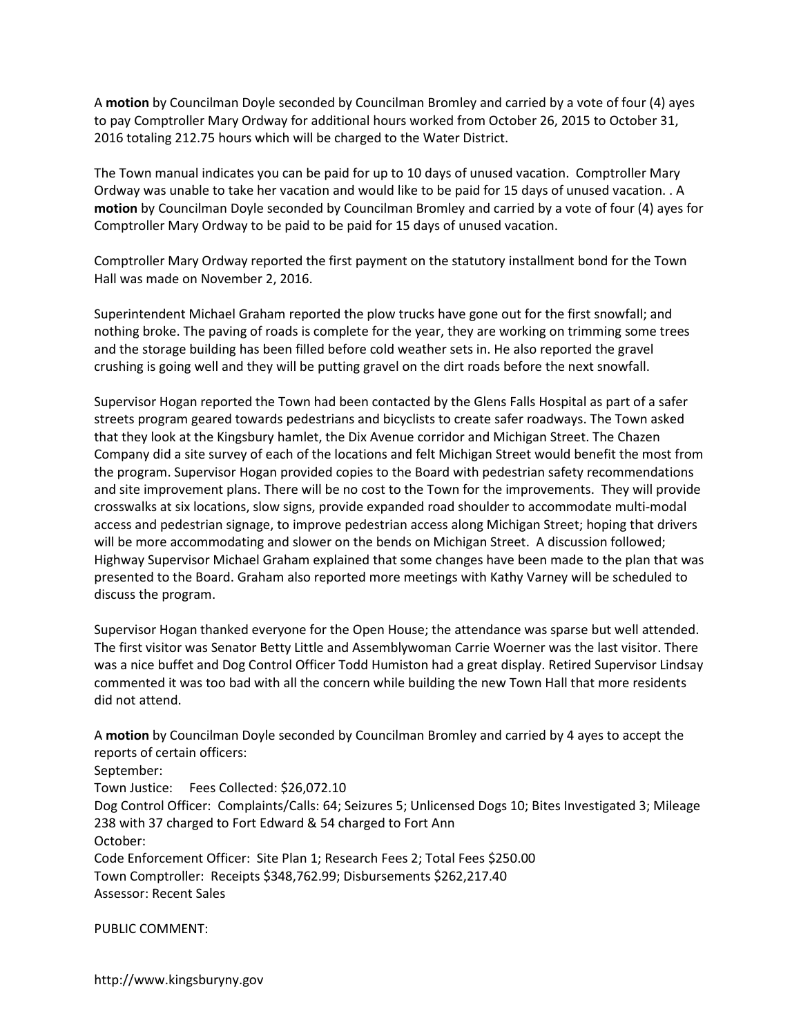A **motion** by Councilman Doyle seconded by Councilman Bromley and carried by a vote of four (4) ayes to pay Comptroller Mary Ordway for additional hours worked from October 26, 2015 to October 31, 2016 totaling 212.75 hours which will be charged to the Water District.

The Town manual indicates you can be paid for up to 10 days of unused vacation. Comptroller Mary Ordway was unable to take her vacation and would like to be paid for 15 days of unused vacation. . A **motion** by Councilman Doyle seconded by Councilman Bromley and carried by a vote of four (4) ayes for Comptroller Mary Ordway to be paid to be paid for 15 days of unused vacation.

Comptroller Mary Ordway reported the first payment on the statutory installment bond for the Town Hall was made on November 2, 2016.

Superintendent Michael Graham reported the plow trucks have gone out for the first snowfall; and nothing broke. The paving of roads is complete for the year, they are working on trimming some trees and the storage building has been filled before cold weather sets in. He also reported the gravel crushing is going well and they will be putting gravel on the dirt roads before the next snowfall.

Supervisor Hogan reported the Town had been contacted by the Glens Falls Hospital as part of a safer streets program geared towards pedestrians and bicyclists to create safer roadways. The Town asked that they look at the Kingsbury hamlet, the Dix Avenue corridor and Michigan Street. The Chazen Company did a site survey of each of the locations and felt Michigan Street would benefit the most from the program. Supervisor Hogan provided copies to the Board with pedestrian safety recommendations and site improvement plans. There will be no cost to the Town for the improvements. They will provide crosswalks at six locations, slow signs, provide expanded road shoulder to accommodate multi-modal access and pedestrian signage, to improve pedestrian access along Michigan Street; hoping that drivers will be more accommodating and slower on the bends on Michigan Street. A discussion followed; Highway Supervisor Michael Graham explained that some changes have been made to the plan that was presented to the Board. Graham also reported more meetings with Kathy Varney will be scheduled to discuss the program.

Supervisor Hogan thanked everyone for the Open House; the attendance was sparse but well attended. The first visitor was Senator Betty Little and Assemblywoman Carrie Woerner was the last visitor. There was a nice buffet and Dog Control Officer Todd Humiston had a great display. Retired Supervisor Lindsay commented it was too bad with all the concern while building the new Town Hall that more residents did not attend.

A **motion** by Councilman Doyle seconded by Councilman Bromley and carried by 4 ayes to accept the reports of certain officers:
September:
Town Justice: Fees Collected: $26,072.10
Dog Control Officer: Complaints/Calls: 64; Seizures 5; Unlicensed Dogs 10; Bites Investigated 3; Mileage 238 with 37 charged to Fort Edward & 54 charged to Fort Ann
October:
Code Enforcement Officer: Site Plan 1; Research Fees 2; Total Fees $250.00
Town Comptroller: Receipts $348,762.99; Disbursements $262,217.40
Assessor: Recent Sales

PUBLIC COMMENT:

http://www.kingsburyny.gov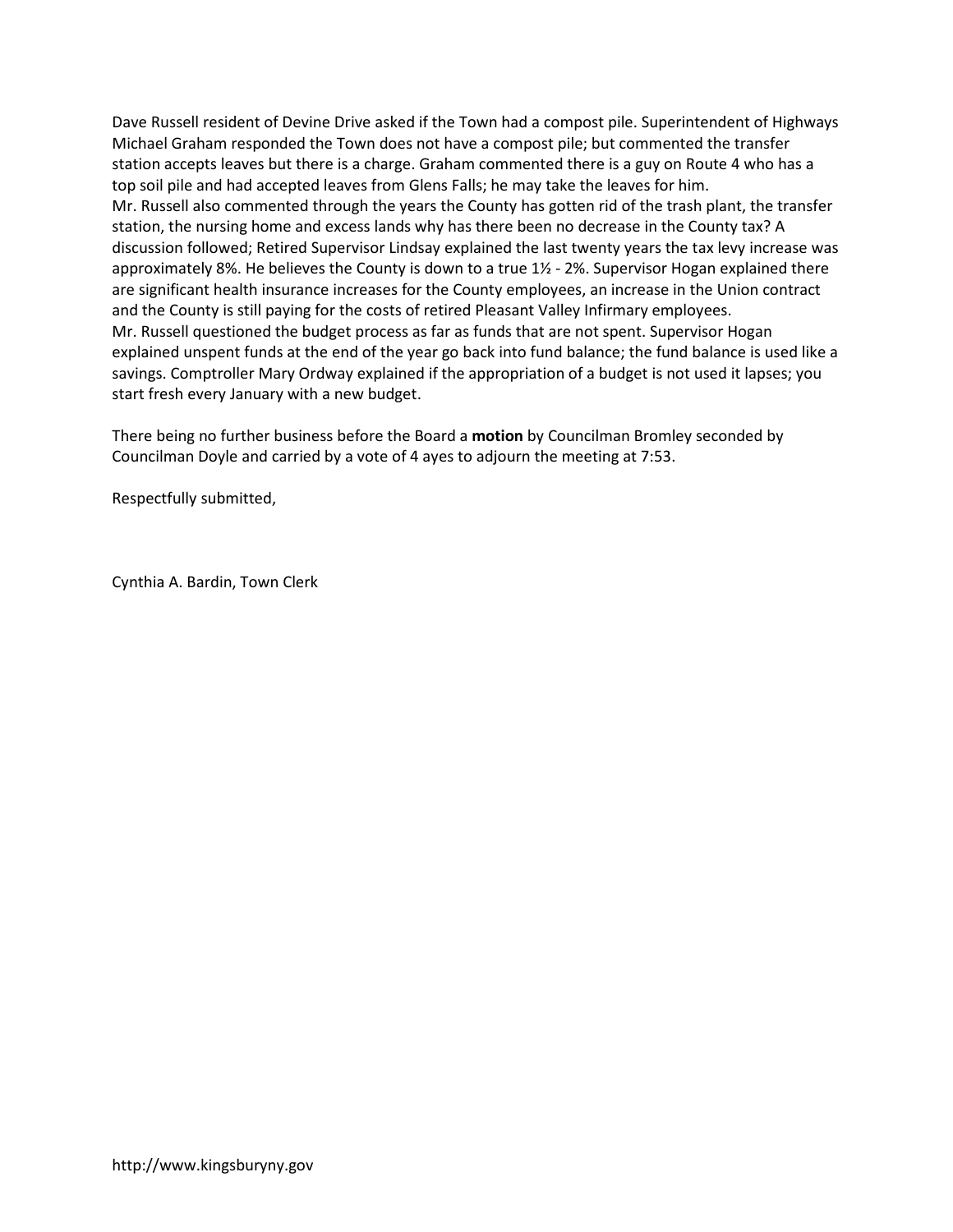Dave Russell resident of Devine Drive asked if the Town had a compost pile. Superintendent of Highways Michael Graham responded the Town does not have a compost pile; but commented the transfer station accepts leaves but there is a charge. Graham commented there is a guy on Route 4 who has a top soil pile and had accepted leaves from Glens Falls; he may take the leaves for him.
Mr. Russell also commented through the years the County has gotten rid of the trash plant, the transfer station, the nursing home and excess lands why has there been no decrease in the County tax? A discussion followed; Retired Supervisor Lindsay explained the last twenty years the tax levy increase was approximately 8%. He believes the County is down to a true 1½ - 2%. Supervisor Hogan explained there are significant health insurance increases for the County employees, an increase in the Union contract and the County is still paying for the costs of retired Pleasant Valley Infirmary employees.
Mr. Russell questioned the budget process as far as funds that are not spent. Supervisor Hogan explained unspent funds at the end of the year go back into fund balance; the fund balance is used like a savings. Comptroller Mary Ordway explained if the appropriation of a budget is not used it lapses; you start fresh every January with a new budget.

There being no further business before the Board a **motion** by Councilman Bromley seconded by Councilman Doyle and carried by a vote of 4 ayes to adjourn the meeting at 7:53.

Respectfully submitted,

Cynthia A. Bardin, Town Clerk